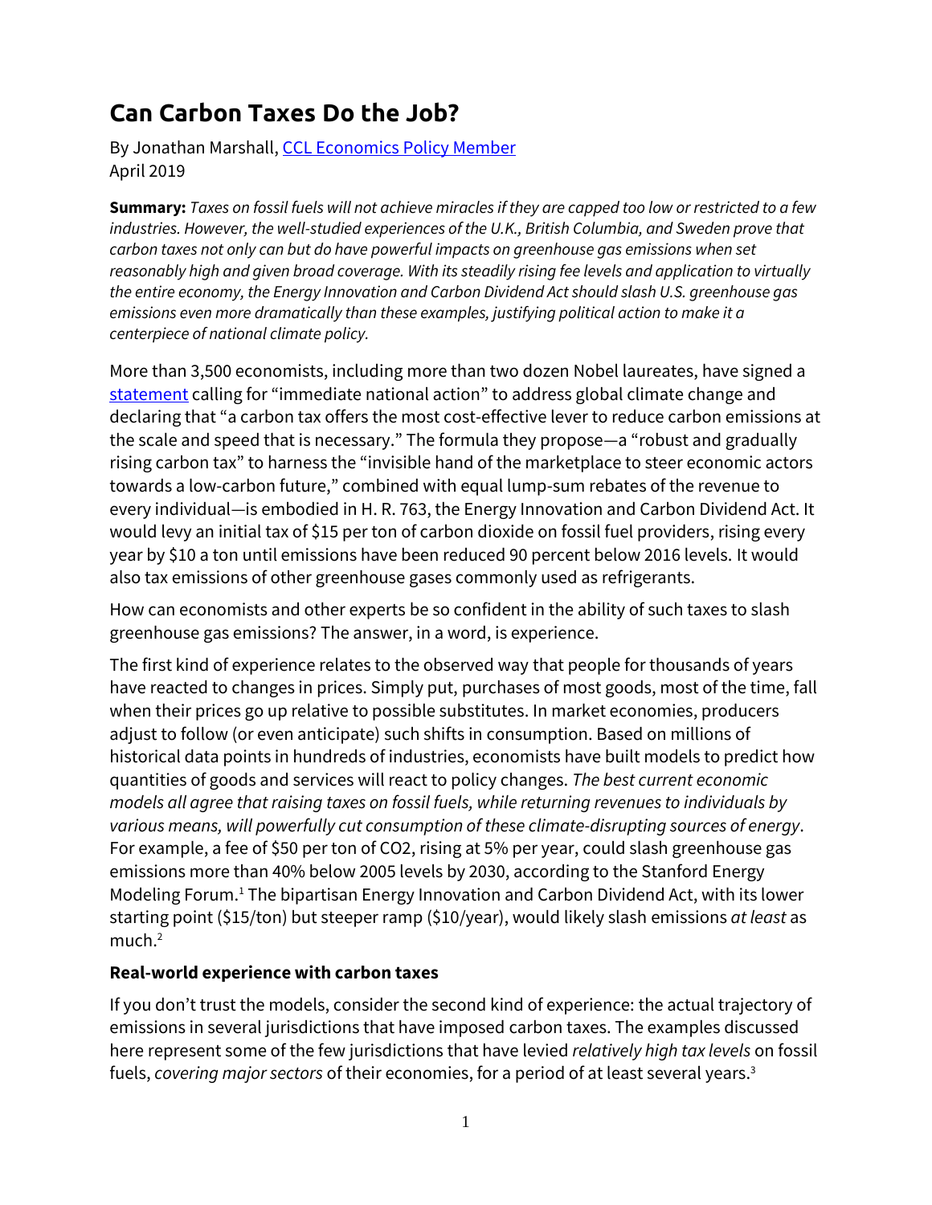# Can Carbon Taxes Do the Job?

By Jonathan Marshall, [CCL Economics Policy Member]
April 2019

**Summary:** *Taxes on fossil fuels will not achieve miracles if they are capped too low or restricted to a few industries. However, the well-studied experiences of the U.K., British Columbia, and Sweden prove that carbon taxes not only can but do have powerful impacts on greenhouse gas emissions when set reasonably high and given broad coverage. With its steadily rising fee levels and application to virtually the entire economy, the Energy Innovation and Carbon Dividend Act should slash U.S. greenhouse gas emissions even more dramatically than these examples, justifying political action to make it a centerpiece of national climate policy.*

More than 3,500 economists, including more than two dozen Nobel laureates, have signed a statement calling for "immediate national action" to address global climate change and declaring that "a carbon tax offers the most cost-effective lever to reduce carbon emissions at the scale and speed that is necessary." The formula they propose—a "robust and gradually rising carbon tax" to harness the "invisible hand of the marketplace to steer economic actors towards a low-carbon future," combined with equal lump-sum rebates of the revenue to every individual—is embodied in H. R. 763, the Energy Innovation and Carbon Dividend Act. It would levy an initial tax of $15 per ton of carbon dioxide on fossil fuel providers, rising every year by $10 a ton until emissions have been reduced 90 percent below 2016 levels. It would also tax emissions of other greenhouse gases commonly used as refrigerants.

How can economists and other experts be so confident in the ability of such taxes to slash greenhouse gas emissions? The answer, in a word, is experience.

The first kind of experience relates to the observed way that people for thousands of years have reacted to changes in prices. Simply put, purchases of most goods, most of the time, fall when their prices go up relative to possible substitutes. In market economies, producers adjust to follow (or even anticipate) such shifts in consumption. Based on millions of historical data points in hundreds of industries, economists have built models to predict how quantities of goods and services will react to policy changes. *The best current economic models all agree that raising taxes on fossil fuels, while returning revenues to individuals by various means, will powerfully cut consumption of these climate-disrupting sources of energy*. For example, a fee of $50 per ton of $CO_2$, rising at 5% per year, could slash greenhouse gas emissions more than 40% below 2005 levels by 2030, according to the Stanford Energy Modeling Forum.[1] The bipartisan Energy Innovation and Carbon Dividend Act, with its lower starting point ($15/ton) but steeper ramp ($10/year), would likely slash emissions *at least* as much.[2]

**Real-world experience with carbon taxes**

If you don't trust the models, consider the second kind of experience: the actual trajectory of emissions in several jurisdictions that have imposed carbon taxes. The examples discussed here represent some of the few jurisdictions that have levied *relatively high tax levels* on fossil fuels, *covering major sectors* of their economies, for a period of at least several years.[3]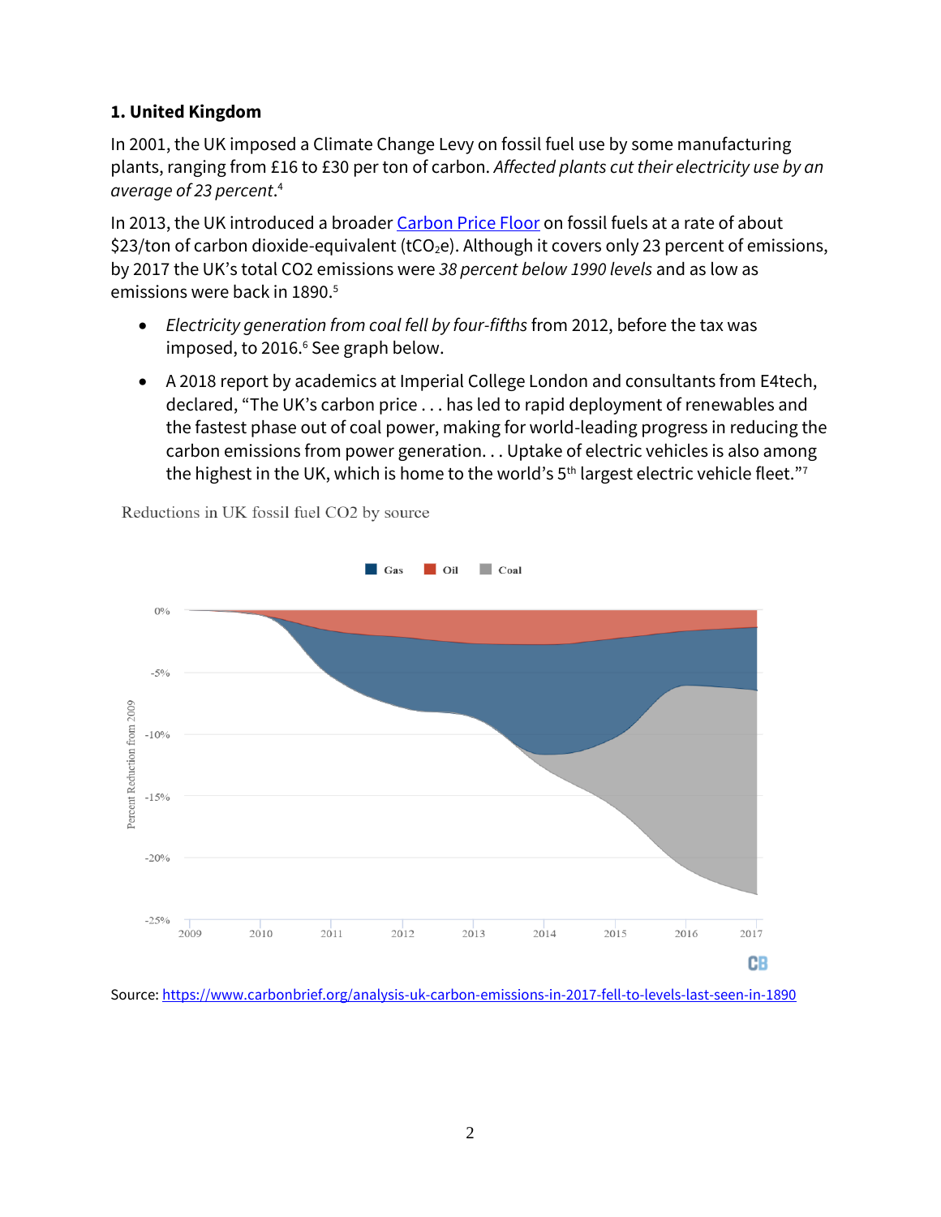## 1. United Kingdom

In 2001, the UK imposed a Climate Change Levy on fossil fuel use by some manufacturing plants, ranging from £16 to £30 per ton of carbon. *Affected plants cut their electricity use by an average of 23 percent*.[4]

In 2013, the UK introduced a broader [Carbon Price Floor] on fossil fuels at a rate of about $23/ton of carbon dioxide-equivalent ($tCO_2e$). Although it covers only 23 percent of emissions, by 2017 the UK's total CO2 emissions were *38 percent below 1990 levels* and as low as emissions were back in 1890.[5]

- *Electricity generation from coal fell by four-fifths* from 2012, before the tax was imposed, to 2016.[6] See graph below.
- A 2018 report by academics at Imperial College London and consultants from E4tech, declared, "The UK's carbon price . . . has led to rapid deployment of renewables and the fastest phase out of coal power, making for world-leading progress in reducing the carbon emissions from power generation. . . Uptake of electric vehicles is also among the highest in the UK, which is home to the world's 5th largest electric vehicle fleet."[7]

Reductions in UK fossil fuel CO2 by source

Source: https://www.carbonbrief.org/analysis-uk-carbon-emissions-in-2017-fell-to-levels-last-seen-in-1890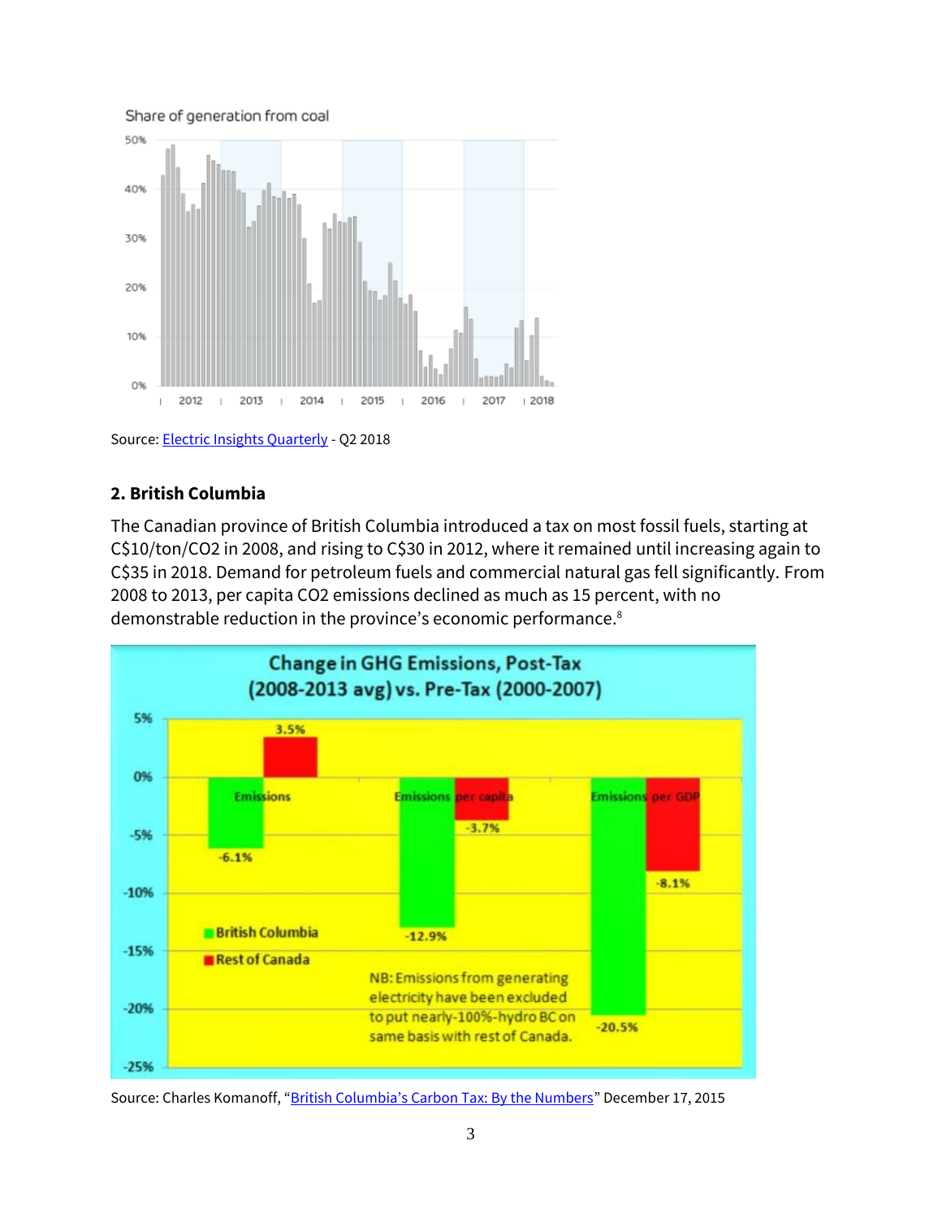Share of generation from coal

Source: Electric Insights Quarterly - Q2 2018

**2. British Columbia**

The Canadian province of British Columbia introduced a tax on most fossil fuels, starting at C$10/ton/CO2 in 2008, and rising to C$30 in 2012, where it remained until increasing again to C$35 in 2018. Demand for petroleum fuels and commercial natural gas fell significantly. From 2008 to 2013, per capita CO2 emissions declined as much as 15 percent, with no demonstrable reduction in the province's economic performance.[8]

Change in GHG Emissions, Post-Tax (2008-2013 avg) vs. Pre-Tax (2000-2007)

| | British Columbia | Rest of Canada |
|---|---|---|
| Emissions | -6.1% | 3.5% |
| Emissions per capita | -12.9% | -3.7% |
| Emissions per GDP | -20.5% | -8.1% |

NB: Emissions from generating electricity have been excluded to put nearly-100%-hydro BC on same basis with rest of Canada.

Source: Charles Komanoff, "British Columbia's Carbon Tax: By the Numbers" December 17, 2015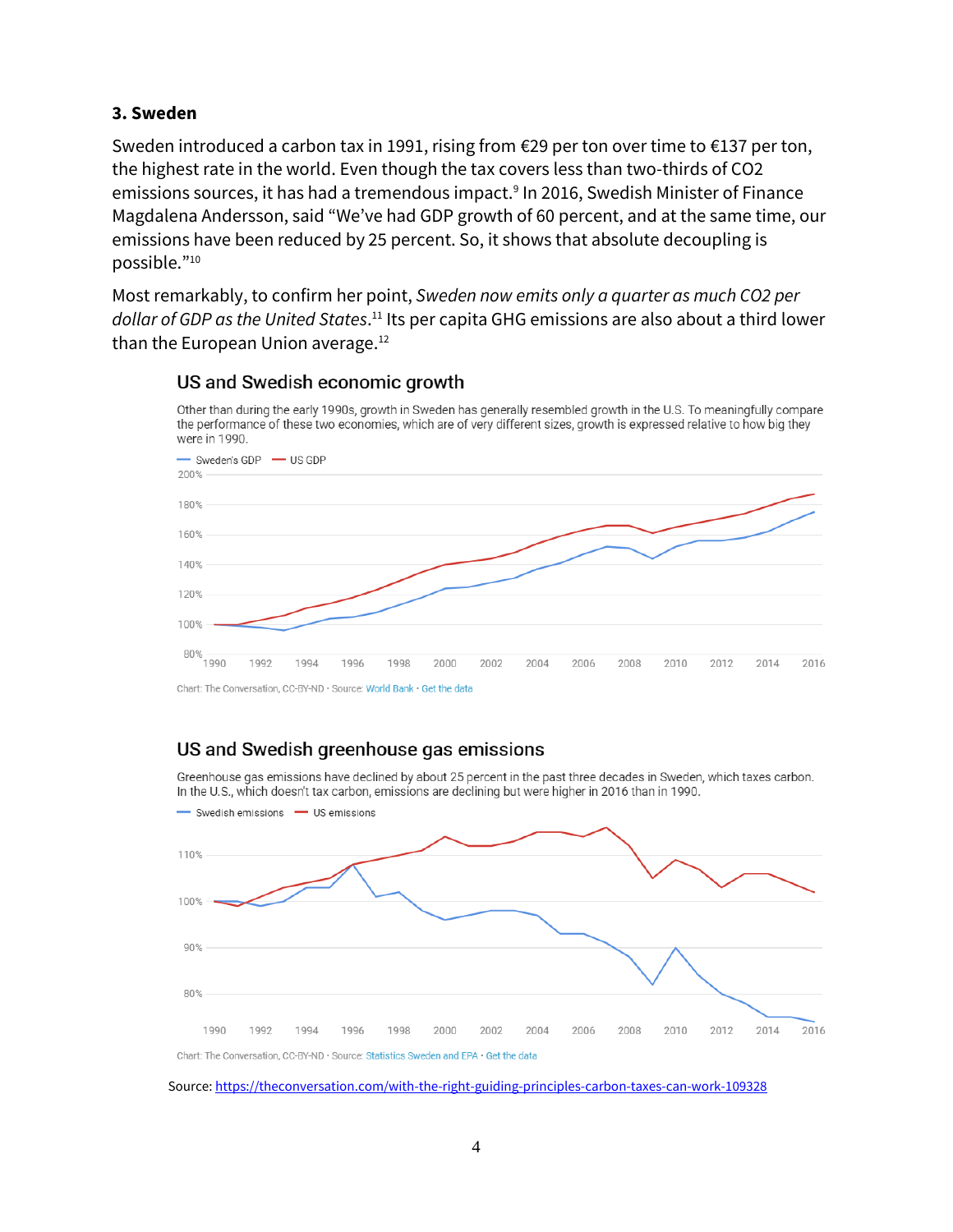### 3. Sweden

Sweden introduced a carbon tax in 1991, rising from €29 per ton over time to €137 per ton, the highest rate in the world. Even though the tax covers less than two-thirds of CO2 emissions sources, it has had a tremendous impact.[9] In 2016, Swedish Minister of Finance Magdalena Andersson, said "We've had GDP growth of 60 percent, and at the same time, our emissions have been reduced by 25 percent. So, it shows that absolute decoupling is possible."[10]

Most remarkably, to confirm her point, *Sweden now emits only a quarter as much CO2 per dollar of GDP as the United States*.[11] Its per capita GHG emissions are also about a third lower than the European Union average.[12]

**US and Swedish economic growth**

Other than during the early 1990s, growth in Sweden has generally resembled growth in the U.S. To meaningfully compare the performance of these two economies, which are of very different sizes, growth is expressed relative to how big they were in 1990.

Sweden's GDP — US GDP

Chart: The Conversation, CC-BY-ND · Source: World Bank · Get the data

**US and Swedish greenhouse gas emissions**

Greenhouse gas emissions have declined by about 25 percent in the past three decades in Sweden, which taxes carbon. In the U.S., which doesn't tax carbon, emissions are declining but were higher in 2016 than in 1990.

Swedish emissions — US emissions

Chart: The Conversation, CC-BY-ND · Source: Statistics Sweden and EPA · Get the data

Source: https://theconversation.com/with-the-right-guiding-principles-carbon-taxes-can-work-109328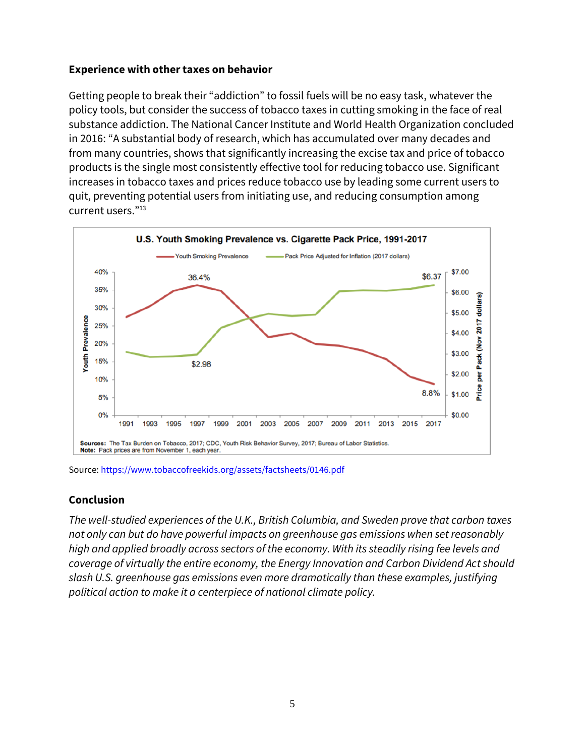**Experience with other taxes on behavior**

Getting people to break their "addiction" to fossil fuels will be no easy task, whatever the policy tools, but consider the success of tobacco taxes in cutting smoking in the face of real substance addiction. The National Cancer Institute and World Health Organization concluded in 2016: "A substantial body of research, which has accumulated over many decades and from many countries, shows that significantly increasing the excise tax and price of tobacco products is the single most consistently effective tool for reducing tobacco use. Significant increases in tobacco taxes and prices reduce tobacco use by leading some current users to quit, preventing potential users from initiating use, and reducing consumption among current users."[13]

**U.S. Youth Smoking Prevalence vs. Cigarette Pack Price, 1991-2017**

Sources: The Tax Burden on Tobacco, 2017; CDC, Youth Risk Behavior Survey, 2017; Bureau of Labor Statistics.
Note: Pack prices are from November 1, each year.

Source: https://www.tobaccofreekids.org/assets/factsheets/0146.pdf

**Conclusion**

*The well-studied experiences of the U.K., British Columbia, and Sweden prove that carbon taxes not only can but do have powerful impacts on greenhouse gas emissions when set reasonably high and applied broadly across sectors of the economy. With its steadily rising fee levels and coverage of virtually the entire economy, the Energy Innovation and Carbon Dividend Act should slash U.S. greenhouse gas emissions even more dramatically than these examples, justifying political action to make it a centerpiece of national climate policy.*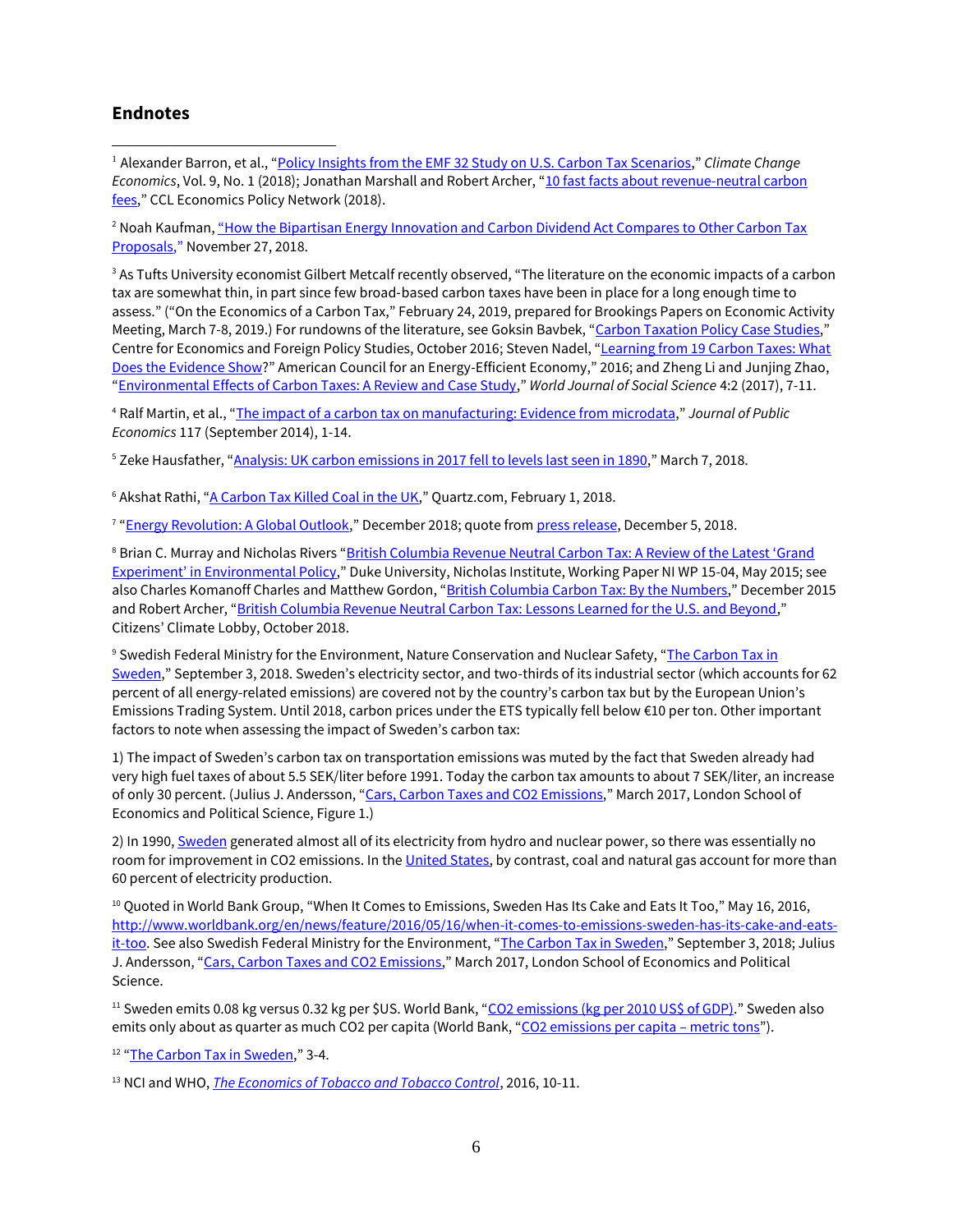## Endnotes

[1] Alexander Barron, et al., "Policy Insights from the EMF 32 Study on U.S. Carbon Tax Scenarios," *Climate Change Economics*, Vol. 9, No. 1 (2018); Jonathan Marshall and Robert Archer, "10 fast facts about revenue-neutral carbon fees," CCL Economics Policy Network (2018).

[2] Noah Kaufman, "How the Bipartisan Energy Innovation and Carbon Dividend Act Compares to Other Carbon Tax Proposals," November 27, 2018.

[3] As Tufts University economist Gilbert Metcalf recently observed, "The literature on the economic impacts of a carbon tax are somewhat thin, in part since few broad-based carbon taxes have been in place for a long enough time to assess." ("On the Economics of a Carbon Tax," February 24, 2019, prepared for Brookings Papers on Economic Activity Meeting, March 7-8, 2019.) For rundowns of the literature, see Goksin Bavbek, "Carbon Taxation Policy Case Studies," Centre for Economics and Foreign Policy Studies, October 2016; Steven Nadel, "Learning from 19 Carbon Taxes: What Does the Evidence Show?" American Council for an Energy-Efficient Economy," 2016; and Zheng Li and Junjing Zhao, "Environmental Effects of Carbon Taxes: A Review and Case Study," *World Journal of Social Science* 4:2 (2017), 7-11.

[4] Ralf Martin, et al., "The impact of a carbon tax on manufacturing: Evidence from microdata," *Journal of Public Economics* 117 (September 2014), 1-14.

[5] Zeke Hausfather, "Analysis: UK carbon emissions in 2017 fell to levels last seen in 1890," March 7, 2018.

[6] Akshat Rathi, "A Carbon Tax Killed Coal in the UK," Quartz.com, February 1, 2018.

[7] "Energy Revolution: A Global Outlook," December 2018; quote from press release, December 5, 2018.

[8] Brian C. Murray and Nicholas Rivers "British Columbia Revenue Neutral Carbon Tax: A Review of the Latest 'Grand Experiment' in Environmental Policy," Duke University, Nicholas Institute, Working Paper NI WP 15-04, May 2015; see also Charles Komanoff Charles and Matthew Gordon, "British Columbia Carbon Tax: By the Numbers," December 2015 and Robert Archer, "British Columbia Revenue Neutral Carbon Tax: Lessons Learned for the U.S. and Beyond," Citizens' Climate Lobby, October 2018.

[9] Swedish Federal Ministry for the Environment, Nature Conservation and Nuclear Safety, "The Carbon Tax in Sweden," September 3, 2018. Sweden's electricity sector, and two-thirds of its industrial sector (which accounts for 62 percent of all energy-related emissions) are covered not by the country's carbon tax but by the European Union's Emissions Trading System. Until 2018, carbon prices under the ETS typically fell below €10 per ton. Other important factors to note when assessing the impact of Sweden's carbon tax:

1) The impact of Sweden's carbon tax on transportation emissions was muted by the fact that Sweden already had very high fuel taxes of about 5.5 SEK/liter before 1991. Today the carbon tax amounts to about 7 SEK/liter, an increase of only 30 percent. (Julius J. Andersson, "Cars, Carbon Taxes and CO2 Emissions," March 2017, London School of Economics and Political Science, Figure 1.)

2) In 1990, Sweden generated almost all of its electricity from hydro and nuclear power, so there was essentially no room for improvement in CO2 emissions. In the United States, by contrast, coal and natural gas account for more than 60 percent of electricity production.

[10] Quoted in World Bank Group, "When It Comes to Emissions, Sweden Has Its Cake and Eats It Too," May 16, 2016, http://www.worldbank.org/en/news/feature/2016/05/16/when-it-comes-to-emissions-sweden-has-its-cake-and-eats-it-too. See also Swedish Federal Ministry for the Environment, "The Carbon Tax in Sweden," September 3, 2018; Julius J. Andersson, "Cars, Carbon Taxes and CO2 Emissions," March 2017, London School of Economics and Political Science.

[11] Sweden emits 0.08 kg versus 0.32 kg per $US. World Bank, "CO2 emissions (kg per 2010 US$ of GDP)." Sweden also emits only about as quarter as much CO2 per capita (World Bank, "CO2 emissions per capita – metric tons").

[12] "The Carbon Tax in Sweden," 3-4.

[13] NCI and WHO, *The Economics of Tobacco and Tobacco Control*, 2016, 10-11.